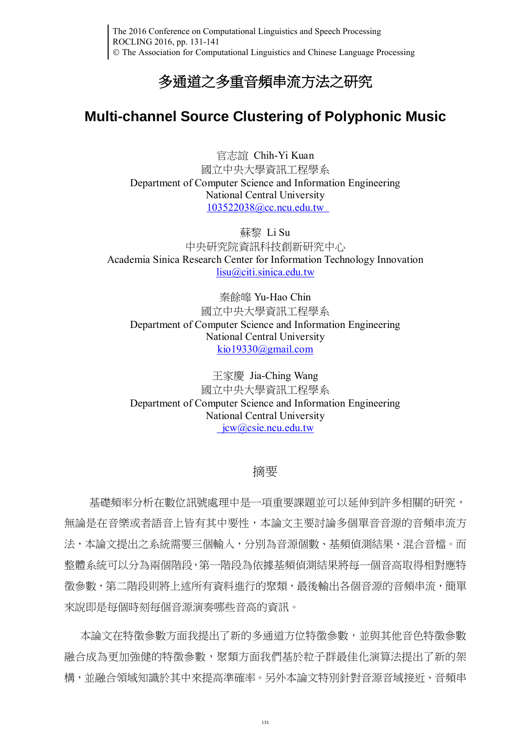# 多通道之多重音頻串流方法之研究

# Multi-channel Source Clustering of Polyphonic Music

官志誼 Chih-Yi Kuan
國立中央大學資訊工程學系
Department of Computer Science and Information Engineering
National Central University
103522038@cc.ncu.edu.tw

蘇黎 Li Su
中央研究院資訊科技創新研究中心
Academia Sinica Research Center for Information Technology Innovation
lisu@citi.sinica.edu.tw

秦餘皞 Yu-Hao Chin
國立中央大學資訊工程學系
Department of Computer Science and Information Engineering
National Central University
kio19330@gmail.com

王家慶 Jia-Ching Wang
國立中央大學資訊工程學系
Department of Computer Science and Information Engineering
National Central University
jcw@csie.ncu.edu.tw

## 摘要

基礎頻率分析在數位訊號處理中是一項重要課題並可以延伸到許多相關的研究，無論是在音樂或者語音上皆有其中要性，本論文主要討論多個單音音源的音頻串流方法，本論文提出之系統需要三個輸入，分別為音源個數、基頻偵測結果、混合音檔。而整體系統可以分為兩個階段，第一階段為依據基頻偵測結果將每一個音高取得相對應特徵參數，第二階段則將上述所有資料進行的聚類，最後輸出各個音源的音頻串流，簡單來說即是每個時刻每個音源演奏哪些音高的資訊。

本論文在特徵參數方面我提出了新的多通道方位特徵參數，並與其他音色特徵參數融合成為更加強健的特徵參數，聚類方面我們基於粒子群最佳化演算法提出了新的架構，並融合領域知識於其中來提高準確率。另外本論文特別針對音源音域接近、音頻串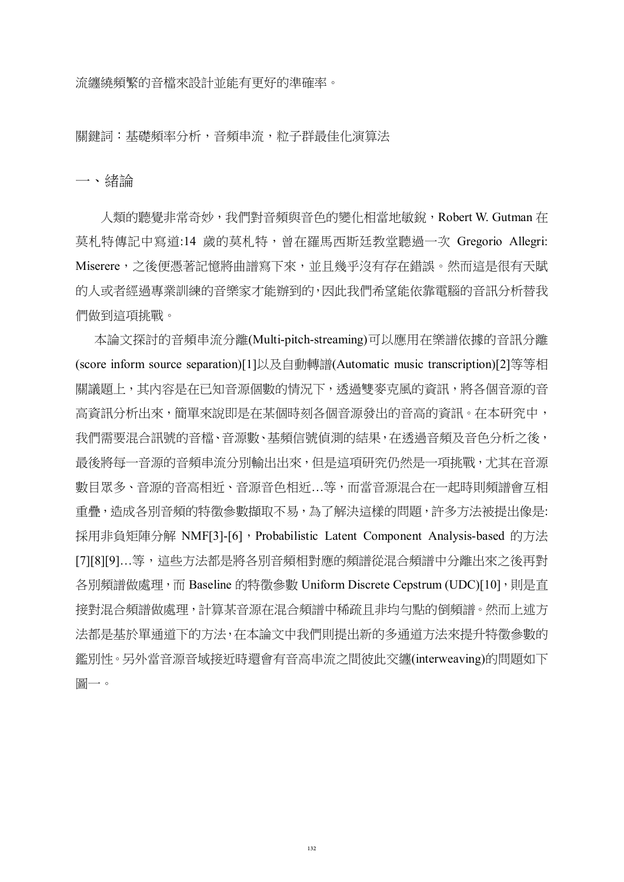流纏繞頻繁的音檔來設計並能有更好的準確率。

關鍵詞：基礎頻率分析，音頻串流，粒子群最佳化演算法

## 一、緒論

人類的聽覺非常奇妙，我們對音頻與音色的變化相當地敏銳，Robert W. Gutman 在莫札特傳記中寫道:14 歲的莫札特，曾在羅馬西斯廷教堂聽過一次 Gregorio Allegri: Miserere，之後便憑著記憶將曲譜寫下來，並且幾乎沒有存在錯誤。然而這是很有天賦的人或者經過專業訓練的音樂家才能辦到的,因此我們希望能依靠電腦的音訊分析替我們做到這項挑戰。

本論文探討的音頻串流分離(Multi-pitch-streaming)可以應用在樂譜依據的音訊分離(score inform source separation)[1]以及自動轉譜(Automatic music transcription)[2]等等相關議題上，其內容是在已知音源個數的情況下，透過雙麥克風的資訊，將各個音源的音高資訊分析出來，簡單來說即是在某個時刻各個音源發出的音高的資訊。在本研究中，我們需要混合訊號的音檔、音源數、基頻信號偵測的結果,在透過音頻及音色分析之後,最後將每一音源的音頻串流分別輸出出來，但是這項研究仍然是一項挑戰，尤其在音源數目眾多、音源的音高相近、音源音色相近…等，而當音源混合在一起時則頻譜會互相重疊,造成各別音頻的特徵參數擷取不易,為了解決這樣的問題,許多方法被提出像是:採用非負矩陣分解 NMF[3]-[6]，Probabilistic Latent Component Analysis-based 的方法[7][8][9]…等，這些方法都是將各別音頻相對應的頻譜從混合頻譜中分離出來之後再對各別頻譜做處理,而 Baseline 的特徵參數 Uniform Discrete Cepstrum (UDC)[10],則是直接對混合頻譜做處理，計算某音源在混合頻譜中稀疏且非均勻點的倒頻譜。然而上述方法都是基於單通道下的方法,在本論文中我們則提出新的多通道方法來提升特徵參數的鑑別性。另外當音源音域接近時還會有音高串流之間彼此交纏(interweaving)的問題如下圖一。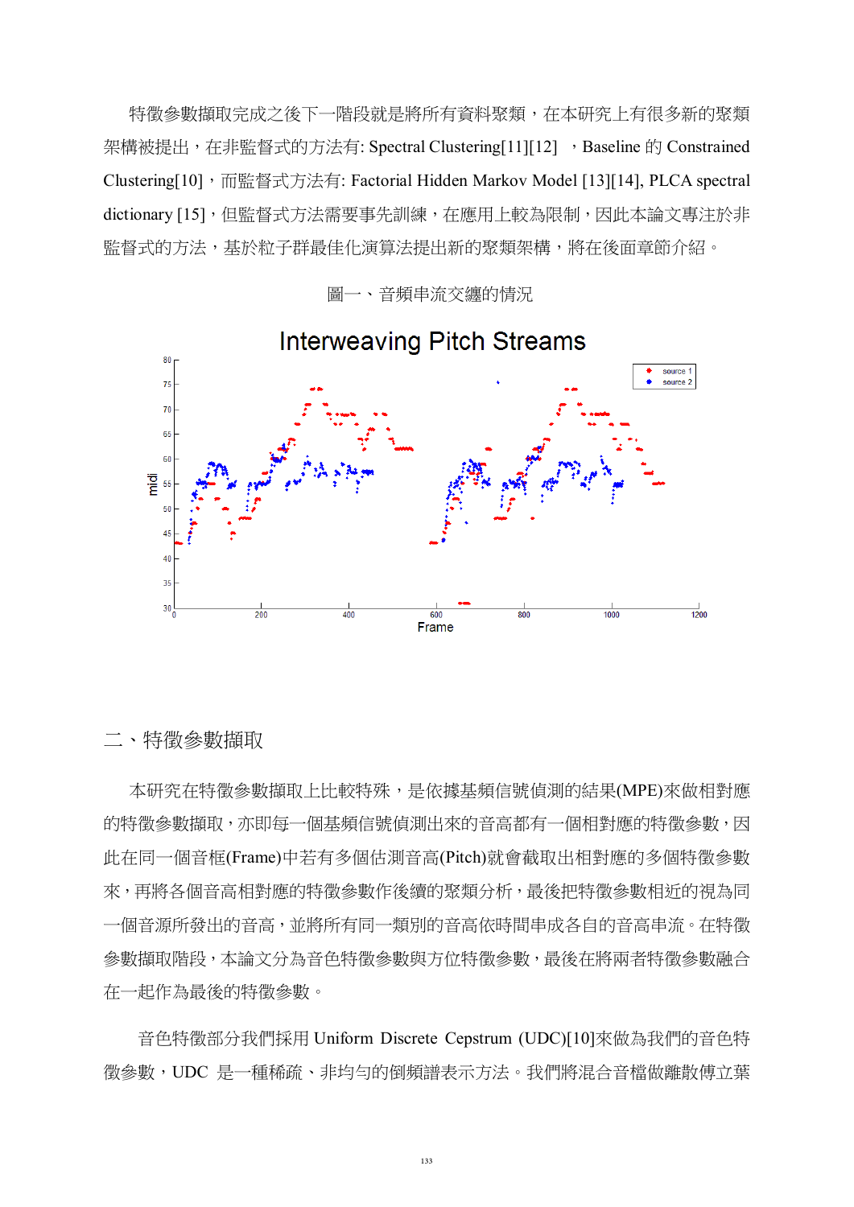特徵參數擷取完成之後下一階段就是將所有資料聚類，在本研究上有很多新的聚類架構被提出，在非監督式的方法有: Spectral Clustering[11][12] ，Baseline 的 Constrained Clustering[10]，而監督式方法有: Factorial Hidden Markov Model [13][14], PLCA spectral dictionary [15]，但監督式方法需要事先訓練，在應用上較為限制，因此本論文專注於非監督式的方法，基於粒子群最佳化演算法提出新的聚類架構，將在後面章節介紹。

圖一、音頻串流交纏的情況

## 二、特徵參數擷取

本研究在特徵參數擷取上比較特殊，是依據基頻信號偵測的結果(MPE)來做相對應的特徵參數擷取，亦即每一個基頻信號偵測出來的音高都有一個相對應的特徵參數，因此在同一個音框(Frame)中若有多個估測音高(Pitch)就會截取出相對應的多個特徵參數來，再將各個音高相對應的特徵參數作後續的聚類分析，最後把特徵參數相近的視為同一個音源所發出的音高，並將所有同一類別的音高依時間串成各自的音高串流。在特徵參數擷取階段，本論文分為音色特徵參數與方位特徵參數，最後在將兩者特徵參數融合在一起作為最後的特徵參數。

音色特徵部分我們採用 Uniform Discrete Cepstrum (UDC)[10]來做為我們的音色特徵參數，UDC 是一種稀疏、非均勻的倒頻譜表示方法。我們將混合音檔做離散傅立葉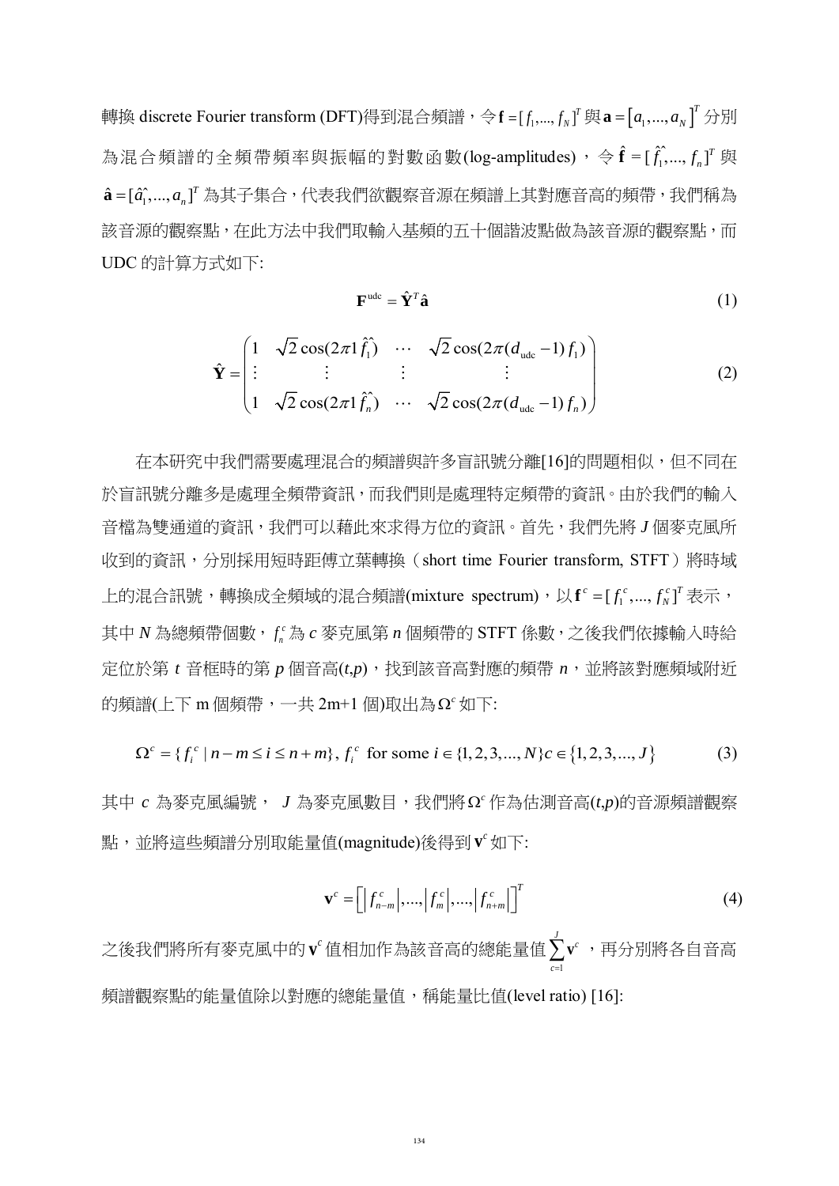轉換 discrete Fourier transform (DFT)得到混合頻譜，令 $\mathbf{f} = [f_1,...,f_N]^T$ 與 $\mathbf{a} = \left[a_1,...,a_N\right]^T$ 分別為混合頻譜的全頻帶頻率與振幅的對數函數(log-amplitudes)，令 $\hat{\mathbf{f}} = [\hat{f}_1,...,\hat{f}_n]^T$ 與 $\hat{\mathbf{a}} = [\hat{a}_1,...,\hat{a}_n]^T$ 為其子集合，代表我們欲觀察音源在頻譜上其對應音高的頻帶，我們稱為該音源的觀察點，在此方法中我們取輸入基頻的五十個諧波點做為該音源的觀察點，而 UDC 的計算方式如下:

$$\mathbf{F}^{\text{udc}} = \hat{\mathbf{Y}}^T \hat{\mathbf{a}} \tag{1}$$

$$\hat{\mathbf{Y}} = \begin{pmatrix} 1 & \sqrt{2}\cos(2\pi 1 \hat{f}_1) & \cdots & \sqrt{2}\cos(2\pi(d_{\text{udc}}-1)f_1) \\ \vdots & \vdots & \vdots & \vdots \\ 1 & \sqrt{2}\cos(2\pi 1 \hat{f}_n) & \cdots & \sqrt{2}\cos(2\pi(d_{\text{udc}}-1)f_n) \end{pmatrix} \tag{2}$$

在本研究中我們需要處理混合的頻譜與許多盲訊號分離[16]的問題相似，但不同在於盲訊號分離多是處理全頻帶資訊，而我們則是處理特定頻帶的資訊。由於我們的輸入音檔為雙通道的資訊，我們可以藉此來求得方位的資訊。首先，我們先將 $J$ 個麥克風所收到的資訊，分別採用短時距傅立葉轉換（short time Fourier transform, STFT）將時域上的混合訊號，轉換成全頻域的混合頻譜(mixture spectrum)，以 $\mathbf{f}^c = [f_1^c,...,f_N^c]^T$ 表示，其中 $N$ 為總頻帶個數，$f_n^c$ 為 $c$ 麥克風第 $n$ 個頻帶的 STFT 係數，之後我們依據輸入時給定位於第 $t$ 音框時的第 $p$ 個音高($t$,$p$)，找到該音高對應的頻帶 $n$，並將該對應頻域附近的頻譜(上下 m 個頻帶，一共 2m+1 個)取出為 $\Omega^c$ 如下:

$$\Omega^c = \{f_i^c \mid n-m \le i \le n+m\},\ f_i^c \text{ for some } i \in \{1,2,3,...,N\} c \in \{1,2,3,...,J\} \tag{3}$$

其中 $c$ 為麥克風編號， $J$ 為麥克風數目，我們將 $\Omega^c$ 作為估測音高($t$,$p$)的音源頻譜觀察點，並將這些頻譜分別取能量值(magnitude)後得到 $\mathbf{v}^c$ 如下:

$$\mathbf{v}^c = \left[\left|f_{n-m}^c\right|,...,\left|f_m^c\right|,...,\left|f_{n+m}^c\right|\right]^T \tag{4}$$

之後我們將所有麥克風中的 $\mathbf{v}^c$ 值相加作為該音高的總能量值 $\sum_{c=1}^{J}\mathbf{v}^c$ ，再分別將各自音高頻譜觀察點的能量值除以對應的總能量值，稱能量比值(level ratio) [16]: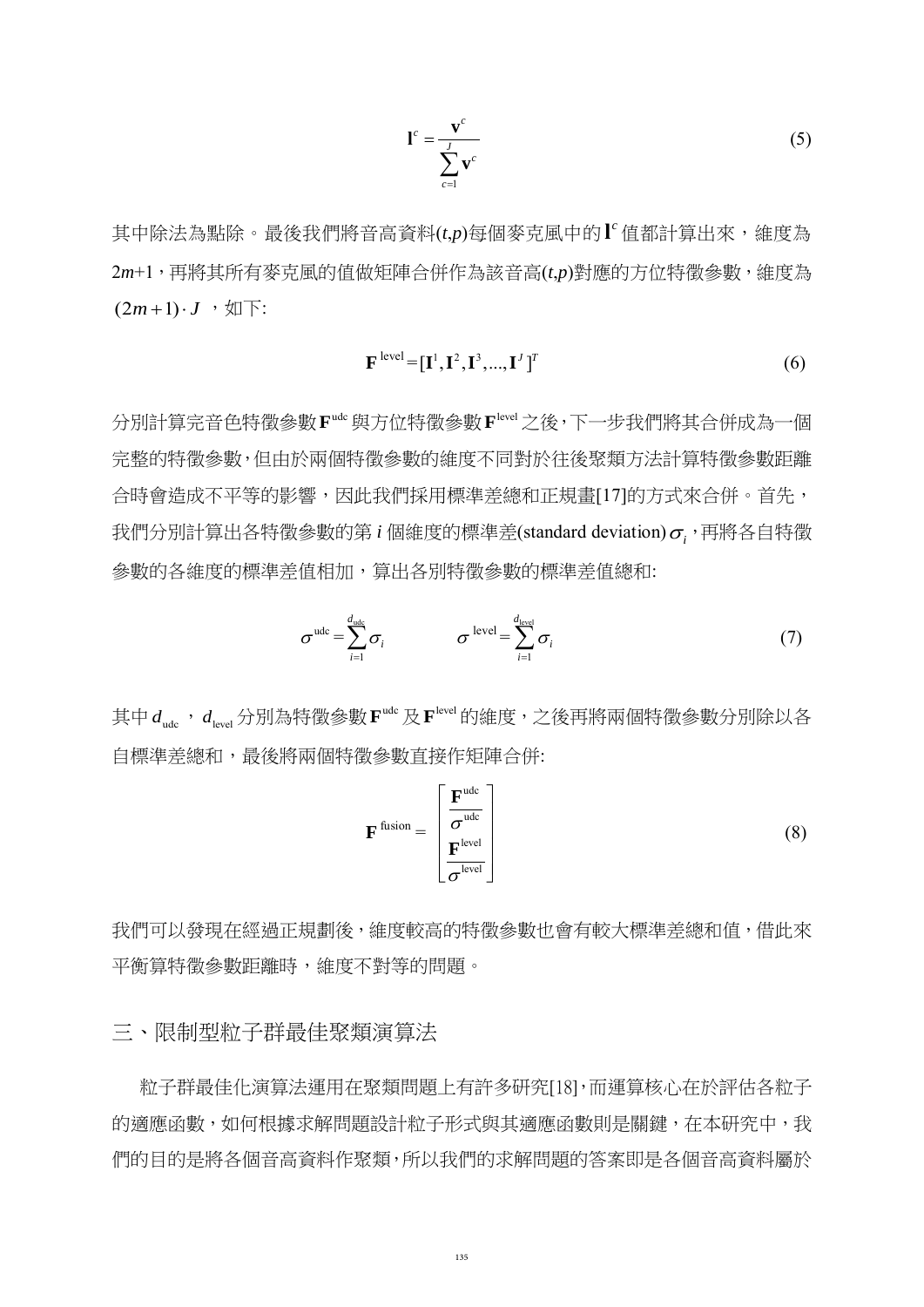$$\mathbf{l}^c = \frac{\mathbf{v}^c}{\sum_{c=1}^{J} \mathbf{v}^c} \tag{5}$$

其中除法為點除。最後我們將音高資料($t$,$p$)每個麥克風中的 $\mathbf{l}^c$ 值都計算出來，維度為 $2m$+1，再將其所有麥克風的值做矩陣合併作為該音高($t$,$p$)對應的方位特徵參數，維度為 $(2m+1)\cdot J$ ，如下:

$$\mathbf{F}^{\text{level}} = [\mathbf{l}^1, \mathbf{l}^2, \mathbf{l}^3, ..., \mathbf{l}^J]^T \tag{6}$$

分別計算完音色特徵參數 $\mathbf{F}^{\text{udc}}$ 與方位特徵參數 $\mathbf{F}^{\text{level}}$ 之後，下一步我們將其合併成為一個完整的特徵參數，但由於兩個特徵參數的維度不同對於往後聚類方法計算特徵參數距離合時會造成不平等的影響，因此我們採用標準差總和正規畫[17]的方式來合併。首先，我們分別計算出各特徵參數的第 $i$ 個維度的標準差(standard deviation) $\sigma_i$，再將各自特徵參數的各維度的標準差值相加，算出各別特徵參數的標準差值總和:

$$\sigma^{\text{udc}} = \sum_{i=1}^{d_{\text{udc}}} \sigma_i \qquad \sigma^{\text{level}} = \sum_{i=1}^{d_{\text{level}}} \sigma_i \tag{7}$$

其中 $d_{\text{udc}}$ ， $d_{\text{level}}$ 分別為特徵參數 $\mathbf{F}^{\text{udc}}$ 及 $\mathbf{F}^{\text{level}}$ 的維度，之後再將兩個特徵參數分別除以各自標準差總和，最後將兩個特徵參數直接作矩陣合併:

$$\mathbf{F}^{\text{fusion}} = \begin{bmatrix} \dfrac{\mathbf{F}^{\text{udc}}}{\sigma^{\text{udc}}} \\ \dfrac{\mathbf{F}^{\text{level}}}{\sigma^{\text{level}}} \end{bmatrix} \tag{8}$$

我們可以發現在經過正規劃後，維度較高的特徵參數也會有較大標準差總和值，借此來平衡算特徵參數距離時，維度不對等的問題。

## 三、限制型粒子群最佳聚類演算法

粒子群最佳化演算法運用在聚類問題上有許多研究[18]，而運算核心在於評估各粒子的適應函數，如何根據求解問題設計粒子形式與其適應函數則是關鍵，在本研究中，我們的目的是將各個音高資料作聚類，所以我們的求解問題的答案即是各個音高資料屬於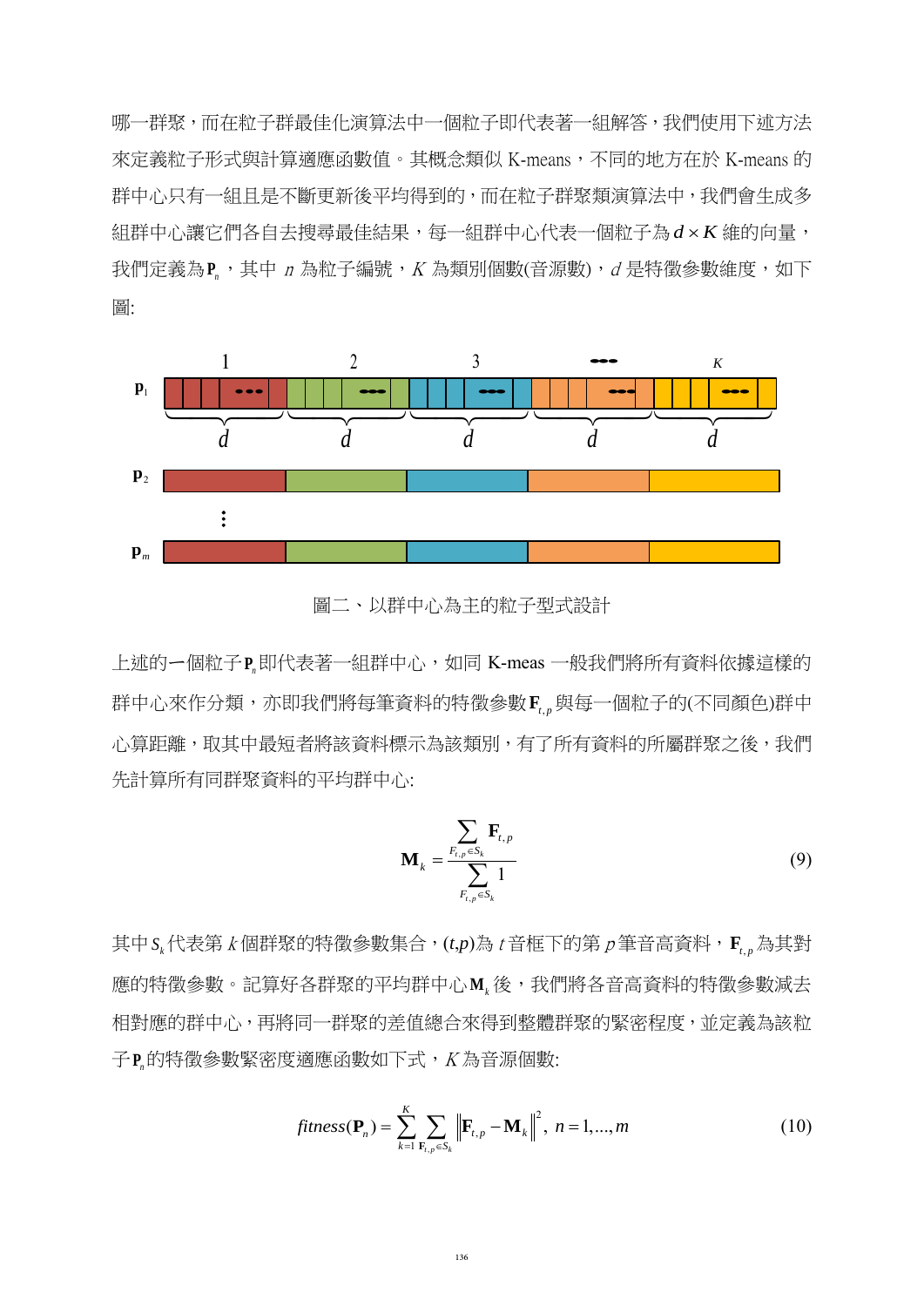哪一群聚，而在粒子群最佳化演算法中一個粒子即代表著一組解答，我們使用下述方法來定義粒子形式與計算適應函數值。其概念類似 K-means，不同的地方在於 K-means 的群中心只有一組且是不斷更新後平均得到的，而在粒子群聚類演算法中，我們會生成多組群中心讓它們各自去搜尋最佳結果，每一組群中心代表一個粒子為 $d \times K$ 維的向量，我們定義為 $\mathbf{P}_n$，其中 $n$ 為粒子編號，$K$ 為類別個數(音源數)，$d$ 是特徵參數維度，如下圖:

圖二、以群中心為主的粒子型式設計

上述的一個粒子 $\mathbf{P}_n$ 即代表著一組群中心，如同 K-meas 一般我們將所有資料依據這樣的群中心來作分類，亦即我們將每筆資料的特徵參數 $\mathbf{F}_{t,p}$ 與每一個粒子的(不同顏色)群中心算距離，取其中最短者將該資料標示為該類別，有了所有資料的所屬群聚之後，我們先計算所有同群聚資料的平均群中心:

$$\mathbf{M}_k = \frac{\sum_{F_{t,p} \in S_k} \mathbf{F}_{t,p}}{\sum_{F_{t,p} \in S_k} 1} \tag{9}$$

其中 $S_k$ 代表第 $k$ 個群聚的特徵參數集合，$(t,p)$為 $t$ 音框下的第 $p$ 筆音高資料，$\mathbf{F}_{t,p}$ 為其對應的特徵參數。記算好各群聚的平均群中心 $\mathbf{M}_k$ 後，我們將各音高資料的特徵參數減去相對應的群中心，再將同一群聚的差值總合來得到整體群聚的緊密程度，並定義為該粒子 $\mathbf{P}_n$ 的特徵參數緊密度適應函數如下式，$K$ 為音源個數:

$$fitness(\mathbf{P}_n) = \sum_{k=1}^{K} \sum_{\mathbf{F}_{t,p} \in S_k} \left\| \mathbf{F}_{t,p} - \mathbf{M}_k \right\|^2, \; n = 1, \ldots, m \tag{10}$$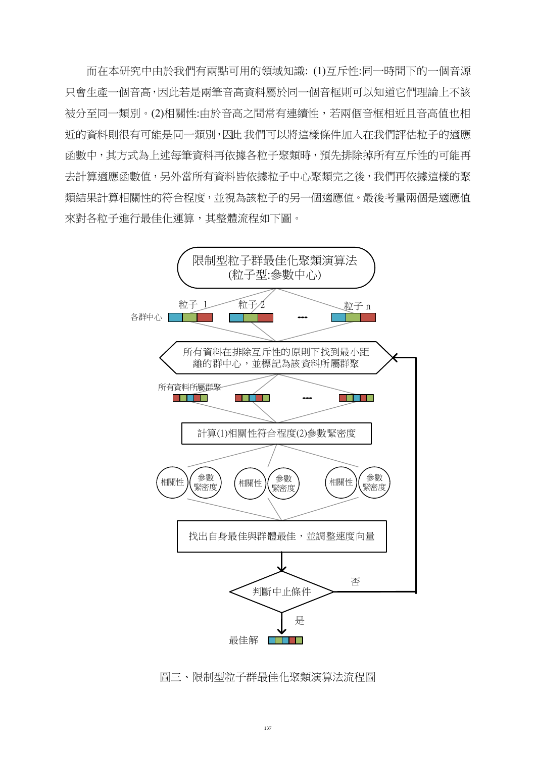而在本研究中由於我們有兩點可用的領域知識: (1)互斥性:同一時間下的一個音源只會生產一個音高,因此若是兩筆音高資料屬於同一個音框則可以知道它們理論上不該被分至同一類別。(2)相關性:由於音高之間常有連續性，若兩個音框相近且音高值也相近的資料則很有可能是同一類別,因此 我們可以將這樣條件加入在我們評估粒子的適應函數中，其方式為上述每筆資料再依據各粒子聚類時，預先排除掉所有互斥性的可能再去計算適應函數值，另外當所有資料皆依據粒子中心聚類完之後，我們再依據這樣的聚類結果計算相關性的符合程度，並視為該粒子的另一個適應值。最後考量兩個是適應值來對各粒子進行最佳化運算，其整體流程如下圖。

限制型粒子群最佳化聚類演算法
(粒子型:參數中心)

粒子 1　粒子 2　…　粒子 n

各群中心

所有資料在排除互斥性的原則下找到最小距離的群中心，並標記為該資料所屬群聚

所有資料所屬群聚

計算(1)相關性符合程度(2)參數緊密度

相關性　參數緊密度

找出自身最佳與群體最佳，並調整速度向量

判斷中止條件

否

是

最佳解

圖三、限制型粒子群最佳化聚類演算法流程圖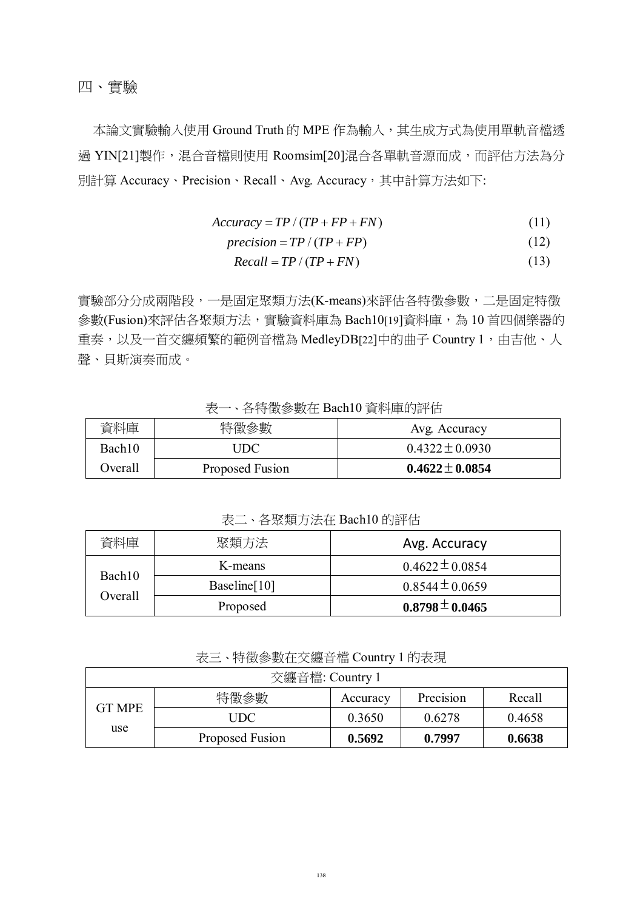## 四、實驗

本論文實驗輸入使用 Ground Truth 的 MPE 作為輸入，其生成方式為使用單軌音檔透過 YIN[21]製作，混合音檔則使用 Roomsim[20]混合各單軌音源而成，而評估方法為分別計算 Accuracy、Precision、Recall、Avg. Accuracy，其中計算方法如下:

$$Accuracy = TP / (TP + FP + FN) \tag{11}$$

$$precision = TP / (TP + FP) \tag{12}$$

$$Recall = TP / (TP + FN) \tag{13}$$

實驗部分分成兩階段，一是固定聚類方法(K-means)來評估各特徵參數，二是固定特徵參數(Fusion)來評估各聚類方法，實驗資料庫為 Bach10[19]資料庫，為 10 首四個樂器的重奏，以及一首交纏頻繁的範例音檔為 MedleyDB[22]中的曲子 Country 1，由吉他、人聲、貝斯演奏而成。

表一、各特徵參數在 Bach10 資料庫的評估

| 資料庫 | 特徵參數 | Avg. Accuracy |
|---|---|---|
| Bach10 | UDC | $0.4322 \pm 0.0930$ |
| Overall | Proposed Fusion | $\mathbf{0.4622 \pm 0.0854}$ |

表二、各聚類方法在 Bach10 的評估

| 資料庫 | 聚類方法 | Avg. Accuracy |
|---|---|---|
| Bach10 Overall | K-means | $0.4622 \pm 0.0854$ |
| | Baseline[10] | $0.8544 \pm 0.0659$ |
| | Proposed | $\mathbf{0.8798 \pm 0.0465}$ |

表三、特徵參數在交纏音檔 Country 1 的表現

| 交纏音檔: Country 1 | | | | |
|---|---|---|---|---|
| GT MPE use | 特徵參數 | Accuracy | Precision | Recall |
| | UDC | 0.3650 | 0.6278 | 0.4658 |
| | Proposed Fusion | **0.5692** | **0.7997** | **0.6638** |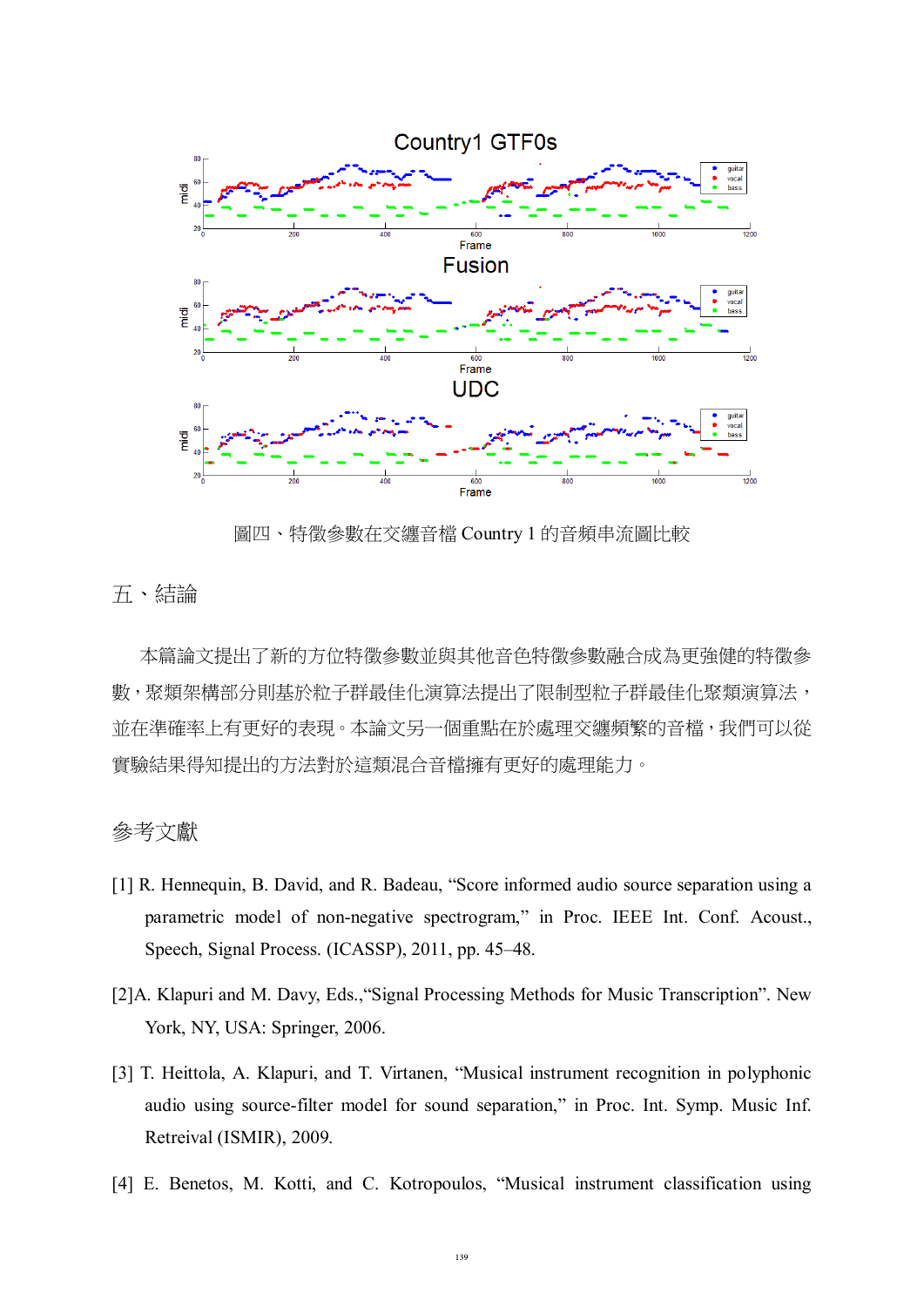圖四、特徵參數在交纏音檔 Country 1 的音頻串流圖比較

## 五、結論

本篇論文提出了新的方位特徵參數並與其他音色特徵參數融合成為更強健的特徵參數，聚類架構部分則基於粒子群最佳化演算法提出了限制型粒子群最佳化聚類演算法，並在準確率上有更好的表現。本論文另一個重點在於處理交纏頻繁的音檔，我們可以從實驗結果得知提出的方法對於這類混合音檔擁有更好的處理能力。

## 參考文獻

[1] R. Hennequin, B. David, and R. Badeau, “Score informed audio source separation using a parametric model of non-negative spectrogram,” in Proc. IEEE Int. Conf. Acoust., Speech, Signal Process. (ICASSP), 2011, pp. 45–48.

[2]A. Klapuri and M. Davy, Eds.,“Signal Processing Methods for Music Transcription”. New York, NY, USA: Springer, 2006.

[3] T. Heittola, A. Klapuri, and T. Virtanen, “Musical instrument recognition in polyphonic audio using source-filter model for sound separation,” in Proc. Int. Symp. Music Inf. Retreival (ISMIR), 2009.

[4] E. Benetos, M. Kotti, and C. Kotropoulos, “Musical instrument classification using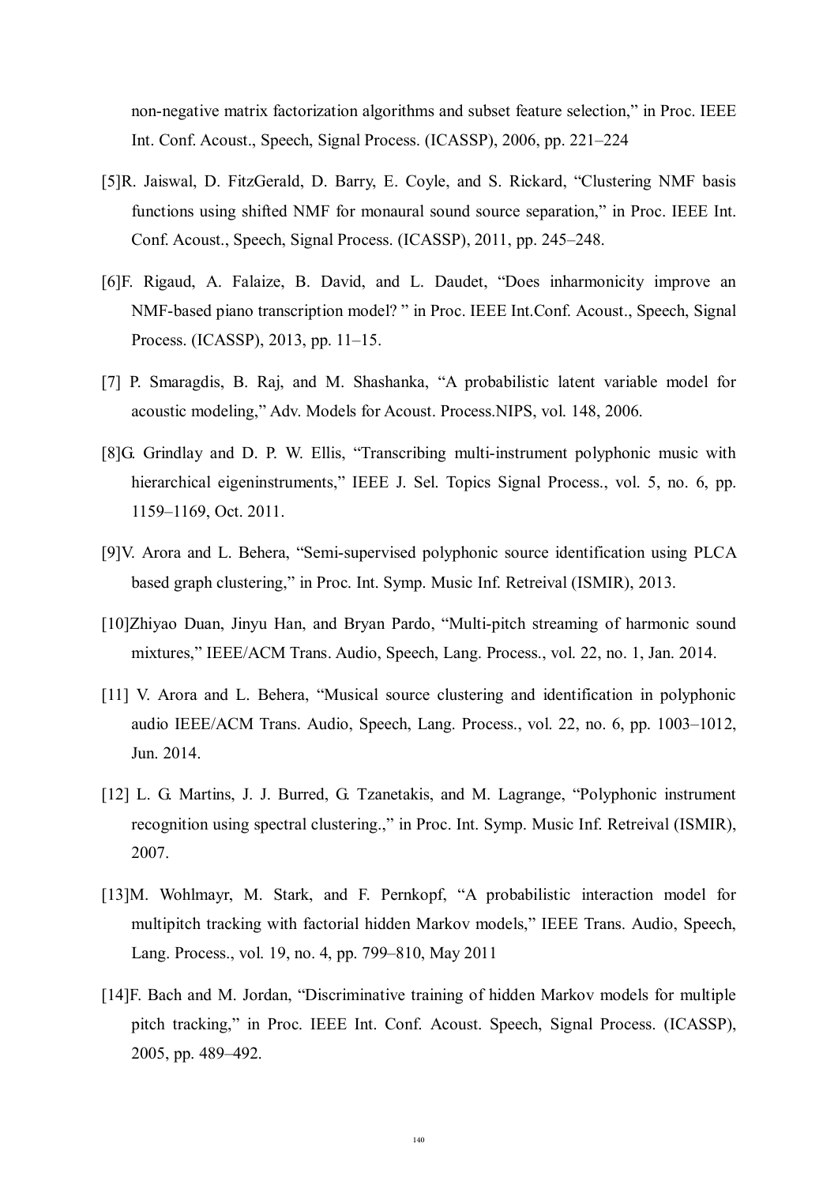non-negative matrix factorization algorithms and subset feature selection," in Proc. IEEE Int. Conf. Acoust., Speech, Signal Process. (ICASSP), 2006, pp. 221–224

[5]R. Jaiswal, D. FitzGerald, D. Barry, E. Coyle, and S. Rickard, "Clustering NMF basis functions using shifted NMF for monaural sound source separation," in Proc. IEEE Int. Conf. Acoust., Speech, Signal Process. (ICASSP), 2011, pp. 245–248.

[6]F. Rigaud, A. Falaize, B. David, and L. Daudet, "Does inharmonicity improve an NMF-based piano transcription model? " in Proc. IEEE Int.Conf. Acoust., Speech, Signal Process. (ICASSP), 2013, pp. 11–15.

[7] P. Smaragdis, B. Raj, and M. Shashanka, "A probabilistic latent variable model for acoustic modeling," Adv. Models for Acoust. Process.NIPS, vol. 148, 2006.

[8]G. Grindlay and D. P. W. Ellis, "Transcribing multi-instrument polyphonic music with hierarchical eigeninstruments," IEEE J. Sel. Topics Signal Process., vol. 5, no. 6, pp. 1159–1169, Oct. 2011.

[9]V. Arora and L. Behera, "Semi-supervised polyphonic source identification using PLCA based graph clustering," in Proc. Int. Symp. Music Inf. Retreival (ISMIR), 2013.

[10]Zhiyao Duan, Jinyu Han, and Bryan Pardo, "Multi-pitch streaming of harmonic sound mixtures," IEEE/ACM Trans. Audio, Speech, Lang. Process., vol. 22, no. 1, Jan. 2014.

[11] V. Arora and L. Behera, "Musical source clustering and identification in polyphonic audio IEEE/ACM Trans. Audio, Speech, Lang. Process., vol. 22, no. 6, pp. 1003–1012, Jun. 2014.

[12] L. G. Martins, J. J. Burred, G. Tzanetakis, and M. Lagrange, "Polyphonic instrument recognition using spectral clustering.," in Proc. Int. Symp. Music Inf. Retreival (ISMIR), 2007.

[13]M. Wohlmayr, M. Stark, and F. Pernkopf, "A probabilistic interaction model for multipitch tracking with factorial hidden Markov models," IEEE Trans. Audio, Speech, Lang. Process., vol. 19, no. 4, pp. 799–810, May 2011

[14]F. Bach and M. Jordan, "Discriminative training of hidden Markov models for multiple pitch tracking," in Proc. IEEE Int. Conf. Acoust. Speech, Signal Process. (ICASSP), 2005, pp. 489–492.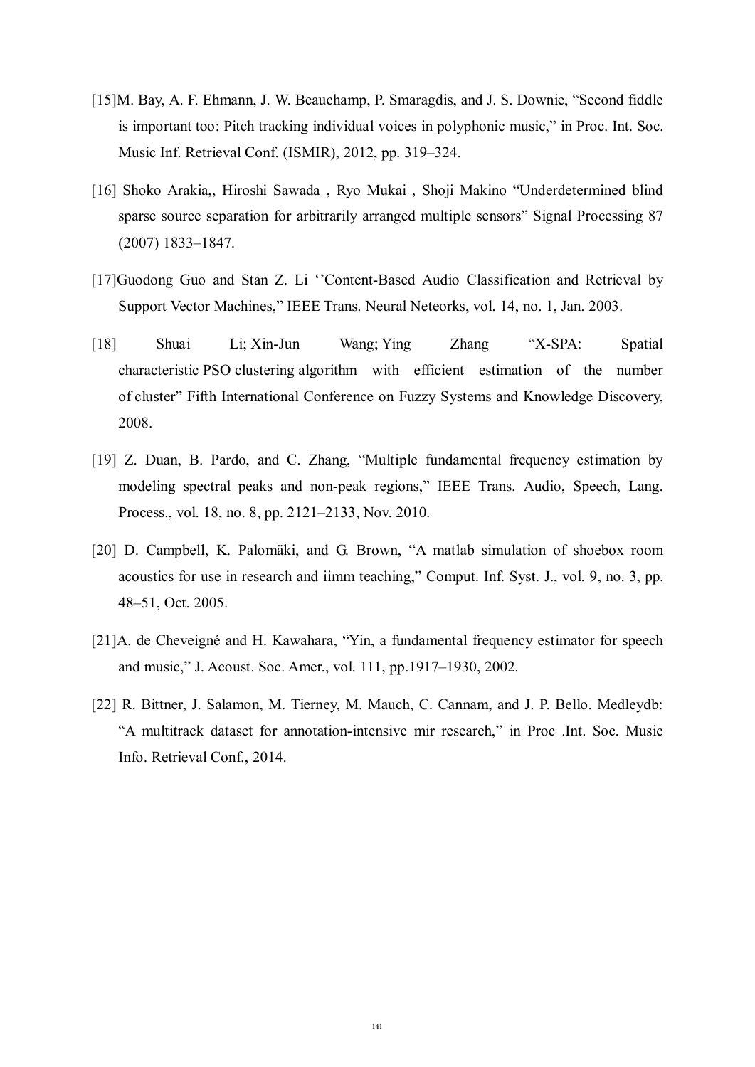[15]M. Bay, A. F. Ehmann, J. W. Beauchamp, P. Smaragdis, and J. S. Downie, "Second fiddle is important too: Pitch tracking individual voices in polyphonic music," in Proc. Int. Soc. Music Inf. Retrieval Conf. (ISMIR), 2012, pp. 319–324.

[16] Shoko Arakia,, Hiroshi Sawada , Ryo Mukai , Shoji Makino "Underdetermined blind sparse source separation for arbitrarily arranged multiple sensors" Signal Processing 87 (2007) 1833–1847.

[17]Guodong Guo and Stan Z. Li ''Content-Based Audio Classification and Retrieval by Support Vector Machines," IEEE Trans. Neural Neteorks, vol. 14, no. 1, Jan. 2003.

[18] Shuai Li; Xin-Jun Wang; Ying Zhang "X-SPA: Spatial characteristic PSO clustering algorithm with efficient estimation of the number of cluster" Fifth International Conference on Fuzzy Systems and Knowledge Discovery, 2008.

[19] Z. Duan, B. Pardo, and C. Zhang, "Multiple fundamental frequency estimation by modeling spectral peaks and non-peak regions," IEEE Trans. Audio, Speech, Lang. Process., vol. 18, no. 8, pp. 2121–2133, Nov. 2010.

[20] D. Campbell, K. Palomäki, and G. Brown, "A matlab simulation of shoebox room acoustics for use in research and iimm teaching," Comput. Inf. Syst. J., vol. 9, no. 3, pp. 48–51, Oct. 2005.

[21]A. de Cheveigné and H. Kawahara, "Yin, a fundamental frequency estimator for speech and music," J. Acoust. Soc. Amer., vol. 111, pp.1917–1930, 2002.

[22] R. Bittner, J. Salamon, M. Tierney, M. Mauch, C. Cannam, and J. P. Bello. Medleydb: "A multitrack dataset for annotation-intensive mir research," in Proc .Int. Soc. Music Info. Retrieval Conf., 2014.